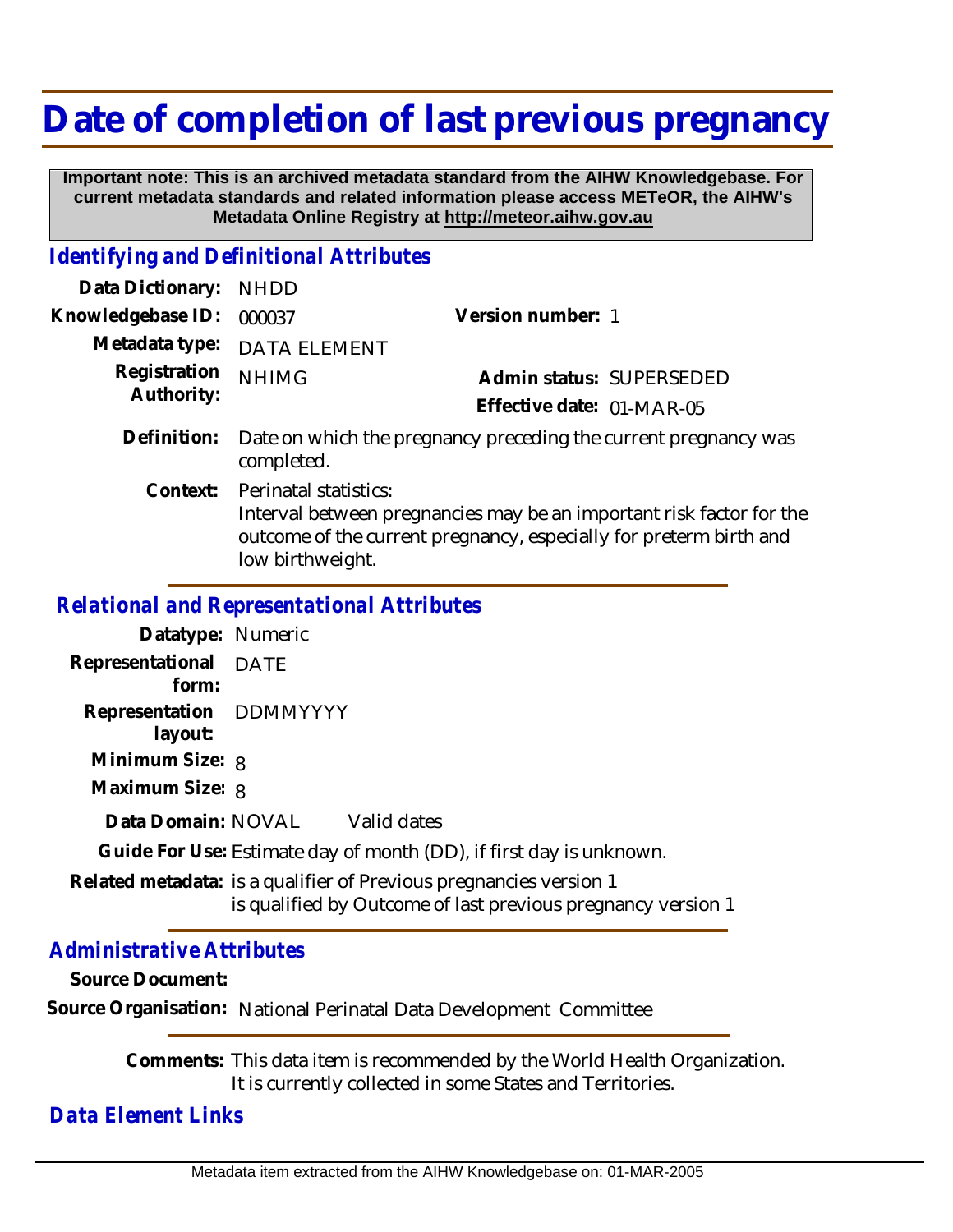# Date of completion of last previous pregnancy

**Important note: This is an archived metadata standard from the AIHW Knowledgebase. For current metadata standards and related information please access METeOR, the AIHW's Metadata Online Registry at http://meteor.aihw.gov.au**

## *Identifying and Definitional Attributes*

**Data Dictionary:** NHDD

**Knowledgebase ID:** 000037

**Version number:** 1

**Metadata type:** DATA ELEMENT

**Registration Authority:** NHIMG

**Admin status:** SUPERSEDED

**Effective date:** 01-MAR-05

**Definition:** Date on which the pregnancy preceding the current pregnancy was completed.

**Context:** Perinatal statistics:
Interval between pregnancies may be an important risk factor for the outcome of the current pregnancy, especially for preterm birth and low birthweight.

## *Relational and Representational Attributes*

**Datatype:** Numeric

**Representational form:** DATE

**Representation layout:** DDMMYYYY

**Minimum Size:** 8

**Maximum Size:** 8

**Data Domain:** NOVAL Valid dates

**Guide For Use:** Estimate day of month (DD), if first day is unknown.

**Related metadata:** is a qualifier of Previous pregnancies version 1
is qualified by Outcome of last previous pregnancy version 1

## *Administrative Attributes*

**Source Document:**

**Source Organisation:** National Perinatal Data Development Committee

**Comments:** This data item is recommended by the World Health Organization. It is currently collected in some States and Territories.

## *Data Element Links*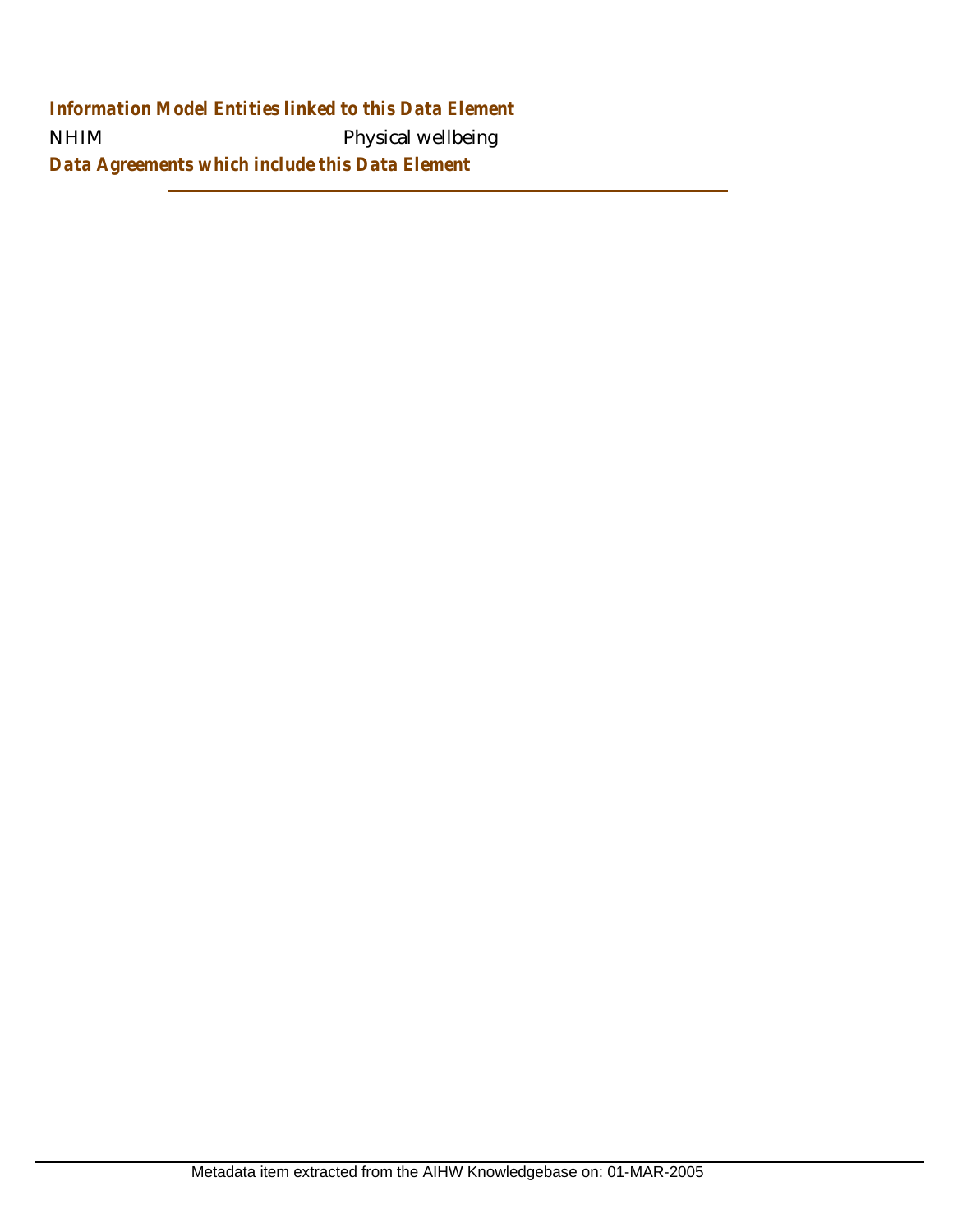***Information Model Entities linked to this Data Element***

| | |
|---|---|
| NHIM | Physical wellbeing |

***Data Agreements which include this Data Element***